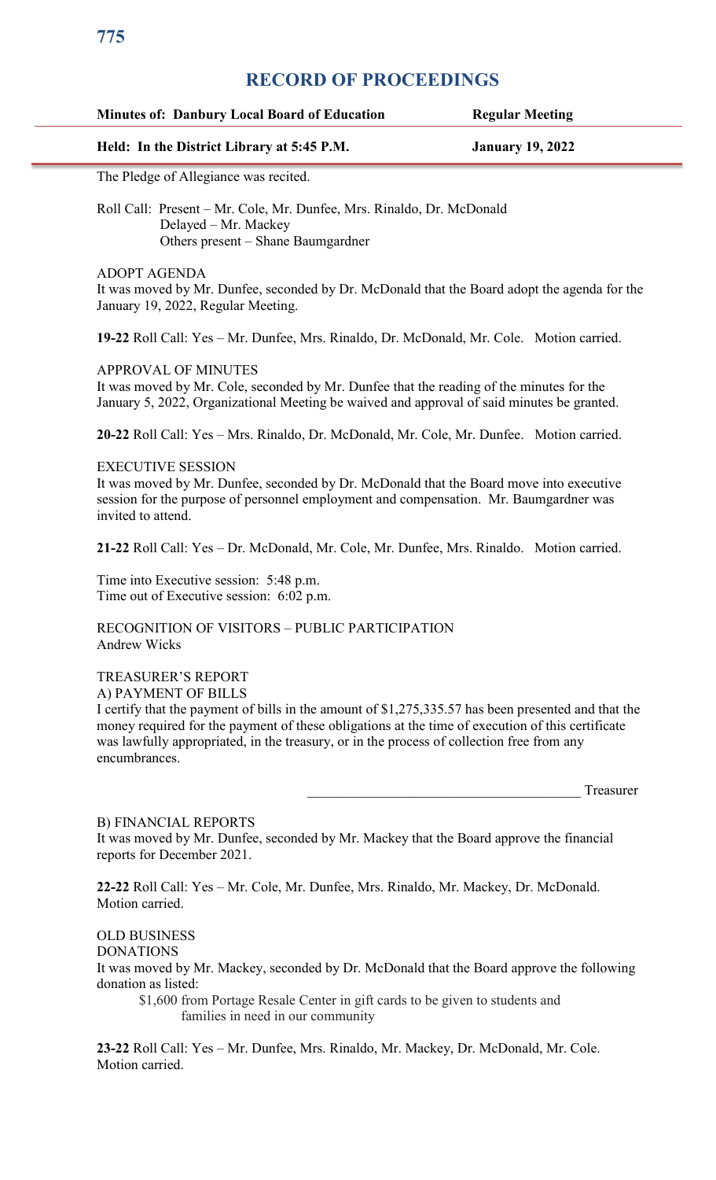# RECORD OF PROCEEDINGS

| **Minutes of: Danbury Local Board of Education** | **Regular Meeting** |
|---|---|
| **Held: In the District Library at 5:45 P.M.** | **January 19, 2022** |

The Pledge of Allegiance was recited.

Roll Call: Present – Mr. Cole, Mr. Dunfee, Mrs. Rinaldo, Dr. McDonald
Delayed – Mr. Mackey
Others present – Shane Baumgardner

ADOPT AGENDA
It was moved by Mr. Dunfee, seconded by Dr. McDonald that the Board adopt the agenda for the January 19, 2022, Regular Meeting.

**19-22** Roll Call: Yes – Mr. Dunfee, Mrs. Rinaldo, Dr. McDonald, Mr. Cole. Motion carried.

APPROVAL OF MINUTES
It was moved by Mr. Cole, seconded by Mr. Dunfee that the reading of the minutes for the January 5, 2022, Organizational Meeting be waived and approval of said minutes be granted.

**20-22** Roll Call: Yes – Mrs. Rinaldo, Dr. McDonald, Mr. Cole, Mr. Dunfee. Motion carried.

EXECUTIVE SESSION
It was moved by Mr. Dunfee, seconded by Dr. McDonald that the Board move into executive session for the purpose of personnel employment and compensation. Mr. Baumgardner was invited to attend.

**21-22** Roll Call: Yes – Dr. McDonald, Mr. Cole, Mr. Dunfee, Mrs. Rinaldo. Motion carried.

Time into Executive session: 5:48 p.m.
Time out of Executive session: 6:02 p.m.

RECOGNITION OF VISITORS – PUBLIC PARTICIPATION
Andrew Wicks

TREASURER'S REPORT
A) PAYMENT OF BILLS
I certify that the payment of bills in the amount of $1,275,335.57 has been presented and that the money required for the payment of these obligations at the time of execution of this certificate was lawfully appropriated, in the treasury, or in the process of collection free from any encumbrances.

_______________________________________ Treasurer

B) FINANCIAL REPORTS
It was moved by Mr. Dunfee, seconded by Mr. Mackey that the Board approve the financial reports for December 2021.

**22-22** Roll Call: Yes – Mr. Cole, Mr. Dunfee, Mrs. Rinaldo, Mr. Mackey, Dr. McDonald. Motion carried.

OLD BUSINESS
DONATIONS
It was moved by Mr. Mackey, seconded by Dr. McDonald that the Board approve the following donation as listed:

$1,600 from Portage Resale Center in gift cards to be given to students and families in need in our community

**23-22** Roll Call: Yes – Mr. Dunfee, Mrs. Rinaldo, Mr. Mackey, Dr. McDonald, Mr. Cole. Motion carried.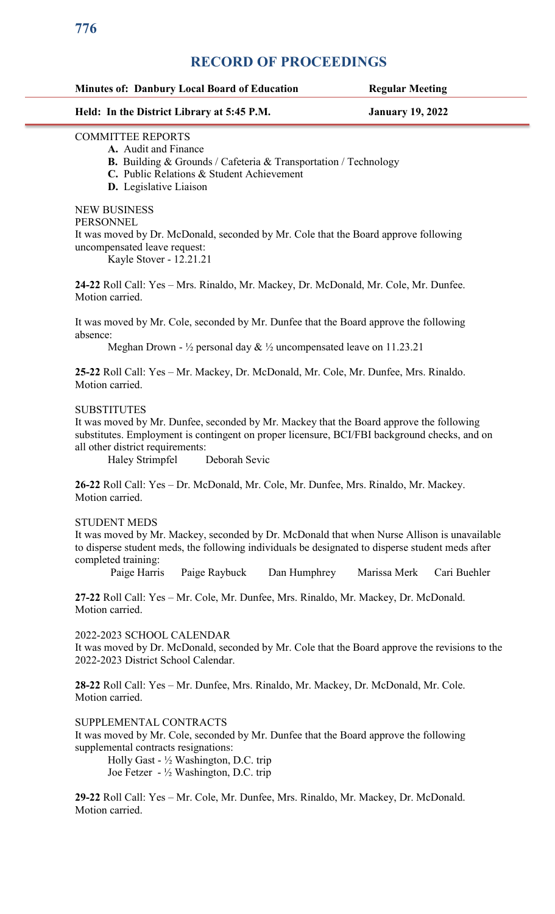# RECORD OF PROCEEDINGS

**Minutes of: Danbury Local Board of Education** **Regular Meeting**

**Held: In the District Library at 5:45 P.M.** **January 19, 2022**

COMMITTEE REPORTS

- **A.** Audit and Finance
- **B.** Building & Grounds / Cafeteria & Transportation / Technology
- **C.** Public Relations & Student Achievement
- **D.** Legislative Liaison

NEW BUSINESS

PERSONNEL

It was moved by Dr. McDonald, seconded by Mr. Cole that the Board approve following uncompensated leave request:

Kayle Stover - 12.21.21

**24-22** Roll Call: Yes – Mrs. Rinaldo, Mr. Mackey, Dr. McDonald, Mr. Cole, Mr. Dunfee. Motion carried.

It was moved by Mr. Cole, seconded by Mr. Dunfee that the Board approve the following absence:

Meghan Drown - ½ personal day & ½ uncompensated leave on 11.23.21

**25-22** Roll Call: Yes – Mr. Mackey, Dr. McDonald, Mr. Cole, Mr. Dunfee, Mrs. Rinaldo. Motion carried.

SUBSTITUTES

It was moved by Mr. Dunfee, seconded by Mr. Mackey that the Board approve the following substitutes. Employment is contingent on proper licensure, BCI/FBI background checks, and on all other district requirements:

Haley Strimpfel Deborah Sevic

**26-22** Roll Call: Yes – Dr. McDonald, Mr. Cole, Mr. Dunfee, Mrs. Rinaldo, Mr. Mackey. Motion carried.

STUDENT MEDS

It was moved by Mr. Mackey, seconded by Dr. McDonald that when Nurse Allison is unavailable to disperse student meds, the following individuals be designated to disperse student meds after completed training:

Paige Harris Paige Raybuck Dan Humphrey Marissa Merk Cari Buehler

**27-22** Roll Call: Yes – Mr. Cole, Mr. Dunfee, Mrs. Rinaldo, Mr. Mackey, Dr. McDonald. Motion carried.

2022-2023 SCHOOL CALENDAR

It was moved by Dr. McDonald, seconded by Mr. Cole that the Board approve the revisions to the 2022-2023 District School Calendar.

**28-22** Roll Call: Yes – Mr. Dunfee, Mrs. Rinaldo, Mr. Mackey, Dr. McDonald, Mr. Cole. Motion carried.

SUPPLEMENTAL CONTRACTS

It was moved by Mr. Cole, seconded by Mr. Dunfee that the Board approve the following supplemental contracts resignations:

Holly Gast - ½ Washington, D.C. trip
Joe Fetzer - ½ Washington, D.C. trip

**29-22** Roll Call: Yes – Mr. Cole, Mr. Dunfee, Mrs. Rinaldo, Mr. Mackey, Dr. McDonald. Motion carried.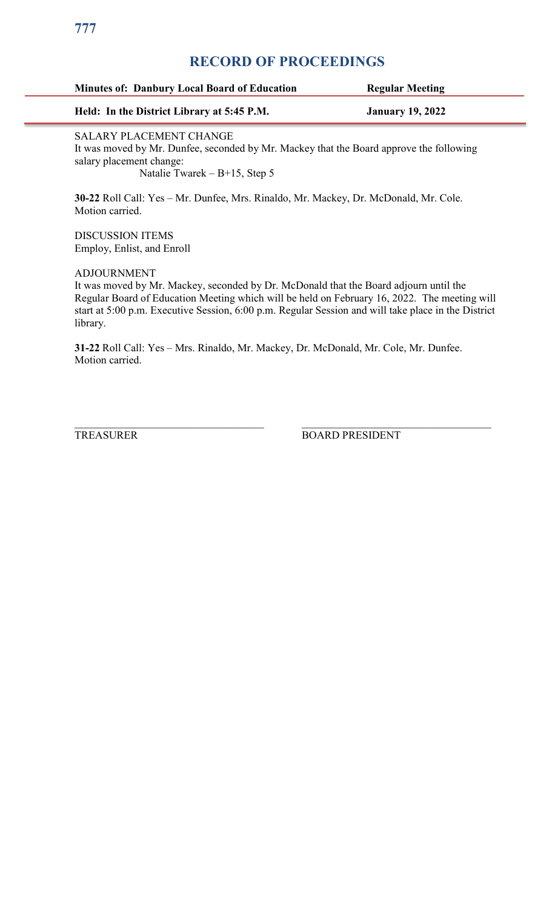# RECORD OF PROCEEDINGS

**Minutes of: Danbury Local Board of Education** **Regular Meeting**

**Held: In the District Library at 5:45 P.M.** **January 19, 2022**

SALARY PLACEMENT CHANGE

It was moved by Mr. Dunfee, seconded by Mr. Mackey that the Board approve the following salary placement change:

Natalie Twarek – B+15, Step 5

**30-22** Roll Call: Yes – Mr. Dunfee, Mrs. Rinaldo, Mr. Mackey, Dr. McDonald, Mr. Cole. Motion carried.

DISCUSSION ITEMS

Employ, Enlist, and Enroll

ADJOURNMENT

It was moved by Mr. Mackey, seconded by Dr. McDonald that the Board adjourn until the Regular Board of Education Meeting which will be held on February 16, 2022. The meeting will start at 5:00 p.m. Executive Session, 6:00 p.m. Regular Session and will take place in the District library.

**31-22** Roll Call: Yes – Mrs. Rinaldo, Mr. Mackey, Dr. McDonald, Mr. Cole, Mr. Dunfee. Motion carried.

\_\_\_\_\_\_\_\_\_\_\_\_\_\_\_\_\_\_\_\_\_\_\_\_\_\_\_\_\_\_\_\_ \_\_\_\_\_\_\_\_\_\_\_\_\_\_\_\_\_\_\_\_\_\_\_\_\_\_\_\_\_\_\_\_

TREASURER BOARD PRESIDENT